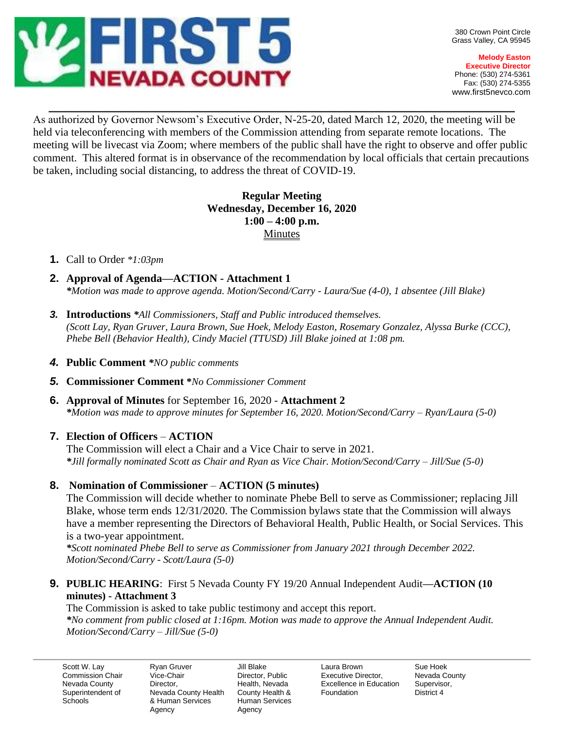**FIRST 5 NEVADA COUNTY**

380 Crown Point Circle
Grass Valley, CA 95945

**Melody Easton**
**Executive Director**
Phone: (530) 274-5361
Fax: (530) 274-5355
www.first5nevco.com

---

As authorized by Governor Newsom's Executive Order, N-25-20, dated March 12, 2020, the meeting will be held via teleconferencing with members of the Commission attending from separate remote locations. The meeting will be livecast via Zoom; where members of the public shall have the right to observe and offer public comment. This altered format is in observance of the recommendation by local officials that certain precautions be taken, including social distancing, to address the threat of COVID-19.

**Regular Meeting**
**Wednesday, December 16, 2020**
**1:00 – 4:00 p.m.**
Minutes

1. Call to Order *\*1:03pm*

2. **Approval of Agenda—ACTION - Attachment 1**
   ***\****Motion was made to approve agenda. Motion/Second/Carry - Laura/Sue (4-0), 1 absentee (Jill Blake)*

3. **Introductions** ***\****All Commissioners, Staff and Public introduced themselves.*
   *(Scott Lay, Ryan Gruver, Laura Brown, Sue Hoek, Melody Easton, Rosemary Gonzalez, Alyssa Burke (CCC), Phebe Bell (Behavior Health), Cindy Maciel (TTUSD) Jill Blake joined at 1:08 pm.*

4. **Public Comment** ***\****NO public comments*

5. **Commissioner Comment \****No Commissioner Comment*

6. **Approval of Minutes** for September 16, 2020 - **Attachment 2**
   ***\****Motion was made to approve minutes for September 16, 2020. Motion/Second/Carry – Ryan/Laura (5-0)*

7. **Election of Officers** – **ACTION**
   The Commission will elect a Chair and a Vice Chair to serve in 2021.
   ***\****Jill formally nominated Scott as Chair and Ryan as Vice Chair. Motion/Second/Carry – Jill/Sue (5-0)*

8. **Nomination of Commissioner** – **ACTION (5 minutes)**
   The Commission will decide whether to nominate Phebe Bell to serve as Commissioner; replacing Jill Blake, whose term ends 12/31/2020. The Commission bylaws state that the Commission will always have a member representing the Directors of Behavioral Health, Public Health, or Social Services. This is a two-year appointment.
   ***\****Scott nominated Phebe Bell to serve as Commissioner from January 2021 through December 2022. Motion/Second/Carry - Scott/Laura (5-0)*

9. **PUBLIC HEARING**: First 5 Nevada County FY 19/20 Annual Independent Audit**—ACTION (10 minutes) - Attachment 3**
   The Commission is asked to take public testimony and accept this report.
   ***\****No comment from public closed at 1:16pm. Motion was made to approve the Annual Independent Audit. Motion/Second/Carry – Jill/Sue (5-0)*

---

| Scott W. Lay | Ryan Gruver | Jill Blake | Laura Brown | Sue Hoek |
|---|---|---|---|---|
| Commission Chair | Vice-Chair | Director, Public | Executive Director, | Nevada County |
| Nevada County | Director, | Health, Nevada | Excellence in Education | Supervisor, |
| Superintendent of | Nevada County Health | County Health & | Foundation | District 4 |
| Schools | & Human Services | Human Services | | |
| | Agency | Agency | | |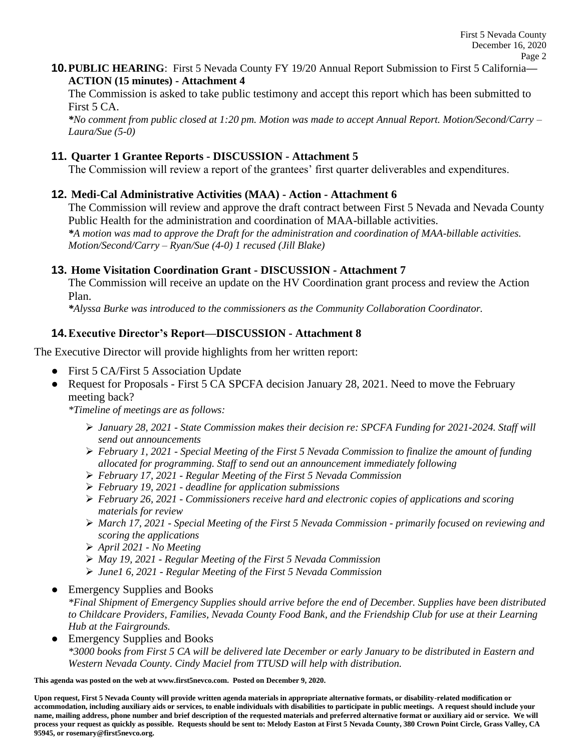**10. PUBLIC HEARING**: First 5 Nevada County FY 19/20 Annual Report Submission to First 5 California—**ACTION (15 minutes) - Attachment 4**

The Commission is asked to take public testimony and accept this report which has been submitted to First 5 CA.

***No comment from public closed at 1:20 pm. Motion was made to accept Annual Report. Motion/Second/Carry – Laura/Sue (5-0)***

**11. Quarter 1 Grantee Reports - DISCUSSION - Attachment 5**

The Commission will review a report of the grantees' first quarter deliverables and expenditures.

**12. Medi-Cal Administrative Activities (MAA) - Action - Attachment 6**

The Commission will review and approve the draft contract between First 5 Nevada and Nevada County Public Health for the administration and coordination of MAA-billable activities.

***A motion was mad to approve the Draft for the administration and coordination of MAA-billable activities. Motion/Second/Carry – Ryan/Sue (4-0) 1 recused (Jill Blake)***

**13. Home Visitation Coordination Grant - DISCUSSION - Attachment 7**

The Commission will receive an update on the HV Coordination grant process and review the Action Plan.

***Alyssa Burke was introduced to the commissioners as the Community Collaboration Coordinator.***

**14. Executive Director's Report—DISCUSSION - Attachment 8**

The Executive Director will provide highlights from her written report:

- First 5 CA/First 5 Association Update
- Request for Proposals - First 5 CA SPCFA decision January 28, 2021. Need to move the February meeting back?

  **Timeline of meetings are as follows:*

  - *January 28, 2021 - State Commission makes their decision re: SPCFA Funding for 2021-2024. Staff will send out announcements*
  - *February 1, 2021 - Special Meeting of the First 5 Nevada Commission to finalize the amount of funding allocated for programming. Staff to send out an announcement immediately following*
  - *February 17, 2021 - Regular Meeting of the First 5 Nevada Commission*
  - *February 19, 2021 - deadline for application submissions*
  - *February 26, 2021 - Commissioners receive hard and electronic copies of applications and scoring materials for review*
  - *March 17, 2021 - Special Meeting of the First 5 Nevada Commission - primarily focused on reviewing and scoring the applications*
  - *April 2021 - No Meeting*
  - *May 19, 2021 - Regular Meeting of the First 5 Nevada Commission*
  - *June1 6, 2021 - Regular Meeting of the First 5 Nevada Commission*

- Emergency Supplies and Books

  **Final Shipment of Emergency Supplies should arrive before the end of December. Supplies have been distributed to Childcare Providers, Families, Nevada County Food Bank, and the Friendship Club for use at their Learning Hub at the Fairgrounds.*

- Emergency Supplies and Books

  **3000 books from First 5 CA will be delivered late December or early January to be distributed in Eastern and Western Nevada County. Cindy Maciel from TTUSD will help with distribution.*

**This agenda was posted on the web at www.first5nevco.com. Posted on December 9, 2020.**

**Upon request, First 5 Nevada County will provide written agenda materials in appropriate alternative formats, or disability-related modification or accommodation, including auxiliary aids or services, to enable individuals with disabilities to participate in public meetings. A request should include your name, mailing address, phone number and brief description of the requested materials and preferred alternative format or auxiliary aid or service. We will process your request as quickly as possible. Requests should be sent to: Melody Easton at First 5 Nevada County, 380 Crown Point Circle, Grass Valley, CA 95945, or rosemary@first5nevco.org.**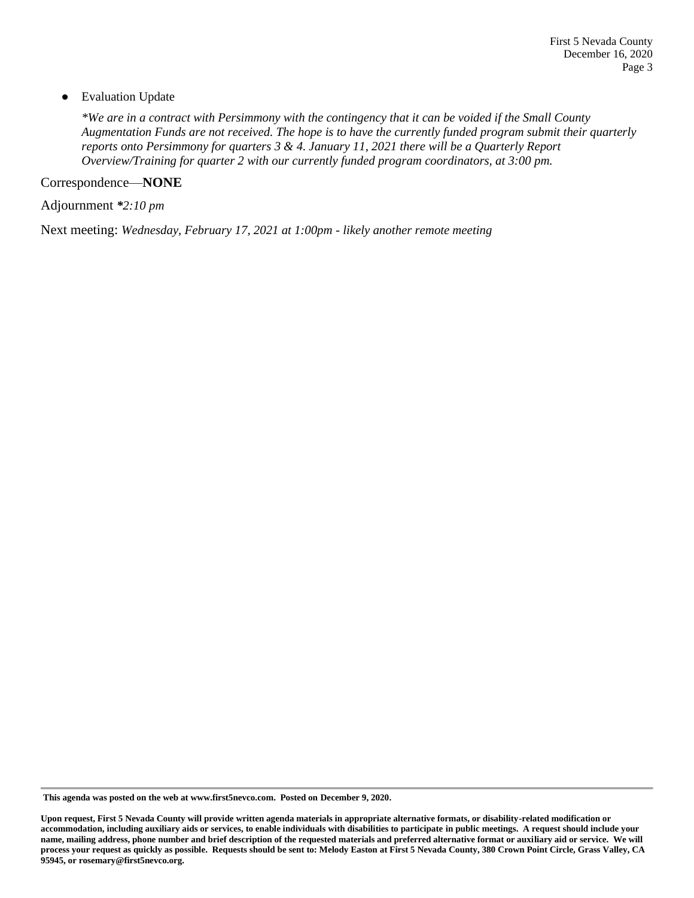- Evaluation Update

  *\*We are in a contract with Persimmony with the contingency that it can be voided if the Small County Augmentation Funds are not received. The hope is to have the currently funded program submit their quarterly reports onto Persimmony for quarters 3 & 4. January 11, 2021 there will be a Quarterly Report Overview/Training for quarter 2 with our currently funded program coordinators, at 3:00 pm.*

Correspondence—**NONE**

Adjournment ***\*****2:10 pm*

Next meeting: *Wednesday, February 17, 2021 at 1:00pm - likely another remote meeting*

---

**This agenda was posted on the web at www.first5nevco.com. Posted on December 9, 2020.**

**Upon request, First 5 Nevada County will provide written agenda materials in appropriate alternative formats, or disability-related modification or accommodation, including auxiliary aids or services, to enable individuals with disabilities to participate in public meetings. A request should include your name, mailing address, phone number and brief description of the requested materials and preferred alternative format or auxiliary aid or service. We will process your request as quickly as possible. Requests should be sent to: Melody Easton at First 5 Nevada County, 380 Crown Point Circle, Grass Valley, CA 95945, or rosemary@first5nevco.org.**